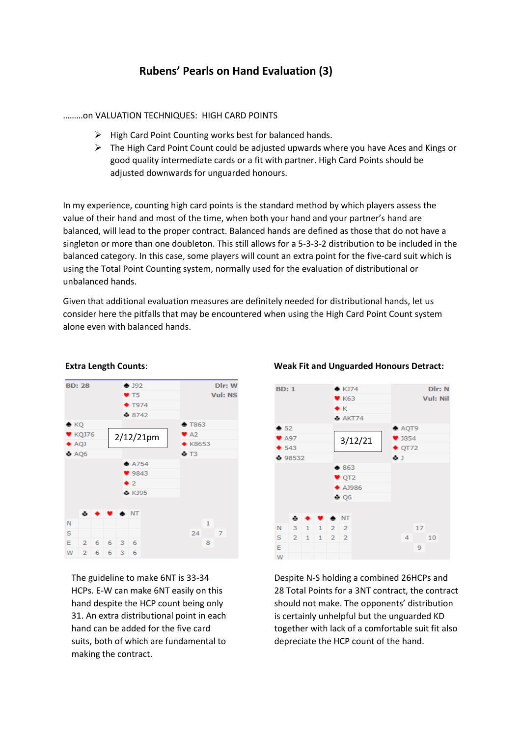# Rubens' Pearls on Hand Evaluation (3)

………on VALUATION TECHNIQUES: HIGH CARD POINTS

- High Card Point Counting works best for balanced hands.
- The High Card Point Count could be adjusted upwards where you have Aces and Kings or good quality intermediate cards or a fit with partner. High Card Points should be adjusted downwards for unguarded honours.

In my experience, counting high card points is the standard method by which players assess the value of their hand and most of the time, when both your hand and your partner's hand are balanced, will lead to the proper contract. Balanced hands are defined as those that do not have a singleton or more than one doubleton. This still allows for a 5-3-3-2 distribution to be included in the balanced category. In this case, some players will count an extra point for the five-card suit which is using the Total Point Counting system, normally used for the evaluation of distributional or unbalanced hands.

Given that additional evaluation measures are definitely needed for distributional hands, let us consider here the pitfalls that may be encountered when using the High Card Point Count system alone even with balanced hands.

**Extra Length Counts**:

BD: 28 — Dlr: W — Vul: NS — 2/12/21pm

North: ♠ J92 ♥ T5 ♦ T974 ♣ 8742

West: ♠ KQ ♥ KQJ76 ♦ AQJ ♣ AQ6

East: ♠ T863 ♥ A2 ♦ K8653 ♣ T3

South: ♠ A754 ♥ 9843 ♦ 2 ♣ KJ95

| | ♣ | ♦ | ♥ | ♠ | NT |
|---|---|---|---|---|---|
| N | | | | | |
| S | | | | | |
| E | 2 | 6 | 6 | 3 | 6 |
| W | 2 | 6 | 6 | 3 | 6 |

HCP: N 1, W 24, E 7, S 8

The guideline to make 6NT is 33-34 HCPs. E-W can make 6NT easily on this hand despite the HCP count being only 31. An extra distributional point in each hand can be added for the five card suits, both of which are fundamental to making the contract.

**Weak Fit and Unguarded Honours Detract:**

BD: 1 — Dlr: N — Vul: Nil — 3/12/21

North: ♠ KJ74 ♥ K63 ♦ K ♣ AKT74

West: ♠ 52 ♥ A97 ♦ 543 ♣ 98532

East: ♠ AQT9 ♥ J854 ♦ QT72 ♣ J

South: ♠ 863 ♥ QT2 ♦ AJ986 ♣ Q6

| | ♣ | ♦ | ♥ | ♠ | NT |
|---|---|---|---|---|---|
| N | 3 | 1 | 1 | 2 | 2 |
| S | 2 | 1 | 1 | 2 | 2 |
| E | | | | | |
| W | | | | | |

HCP: N 17, W 4, E 10, S 9

Despite N-S holding a combined 26HCPs and 28 Total Points for a 3NT contract, the contract should not make. The opponents' distribution is certainly unhelpful but the unguarded KD together with lack of a comfortable suit fit also depreciate the HCP count of the hand.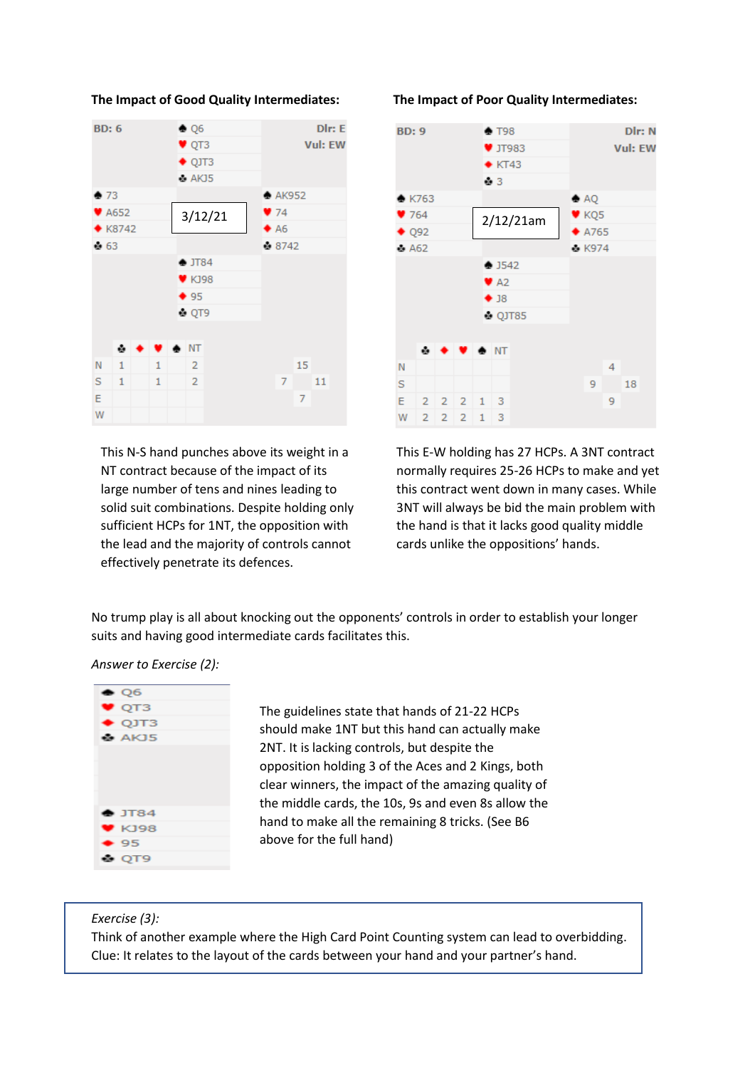**The Impact of Good Quality Intermediates:**

BD: 6 | Dlr: E | Vul: EW

| | | |
|---|---|---|
| | ♠ Q6 | |
| | ♥ QT3 | |
| | ♦ QJT3 | |
| | ♣ AKJ5 | |
| ♠ 73 | | ♠ AK952 |
| ♥ A652 | 3/12/21 | ♥ 74 |
| ♦ K8742 | | ♦ A6 |
| ♣ 63 | | ♣ 8742 |
| | ♠ JT84 | |
| | ♥ KJ98 | |
| | ♦ 95 | |
| | ♣ QT9 | |

| | ♣ | ♦ | ♥ | ♠ | NT |
|---|---|---|---|---|---|
| N | 1 | | 1 | | 2 |
| S | 1 | | 1 | | 2 |
| E | | | | | |
| W | | | | | |

15

7 11

7

This N-S hand punches above its weight in a NT contract because of the impact of its large number of tens and nines leading to solid suit combinations. Despite holding only sufficient HCPs for 1NT, the opposition with the lead and the majority of controls cannot effectively penetrate its defences.

**The Impact of Poor Quality Intermediates:**

BD: 9 | Dlr: N | Vul: EW

| | | |
|---|---|---|
| | ♠ T98 | |
| | ♥ JT983 | |
| | ♦ KT43 | |
| | ♣ 3 | |
| ♠ K763 | | ♠ AQ |
| ♥ 764 | 2/12/21am | ♥ KQ5 |
| ♦ Q92 | | ♦ A765 |
| ♣ A62 | | ♣ K974 |
| | ♠ J542 | |
| | ♥ A2 | |
| | ♦ J8 | |
| | ♣ QJT85 | |

| | ♣ | ♦ | ♥ | ♠ | NT |
|---|---|---|---|---|---|
| N | | | | | |
| S | | | | | |
| E | 2 | 2 | 2 | 1 | 3 |
| W | 2 | 2 | 2 | 1 | 3 |

4

9 18

9

This E-W holding has 27 HCPs. A 3NT contract normally requires 25-26 HCPs to make and yet this contract went down in many cases. While 3NT will always be bid the main problem with the hand is that it lacks good quality middle cards unlike the oppositions' hands.

No trump play is all about knocking out the opponents' controls in order to establish your longer suits and having good intermediate cards facilitates this.

*Answer to Exercise (2):*

| |
|---|
| ♠ Q6 |
| ♥ QT3 |
| ♦ QJT3 |
| ♣ AKJ5 |
| |
| ♠ JT84 |
| ♥ KJ98 |
| ♦ 95 |
| ♣ QT9 |

The guidelines state that hands of 21-22 HCPs should make 1NT but this hand can actually make 2NT. It is lacking controls, but despite the opposition holding 3 of the Aces and 2 Kings, both clear winners, the impact of the amazing quality of the middle cards, the 10s, 9s and even 8s allow the hand to make all the remaining 8 tricks. (See B6 above for the full hand)

*Exercise (3):*
Think of another example where the High Card Point Counting system can lead to overbidding. Clue: It relates to the layout of the cards between your hand and your partner's hand.